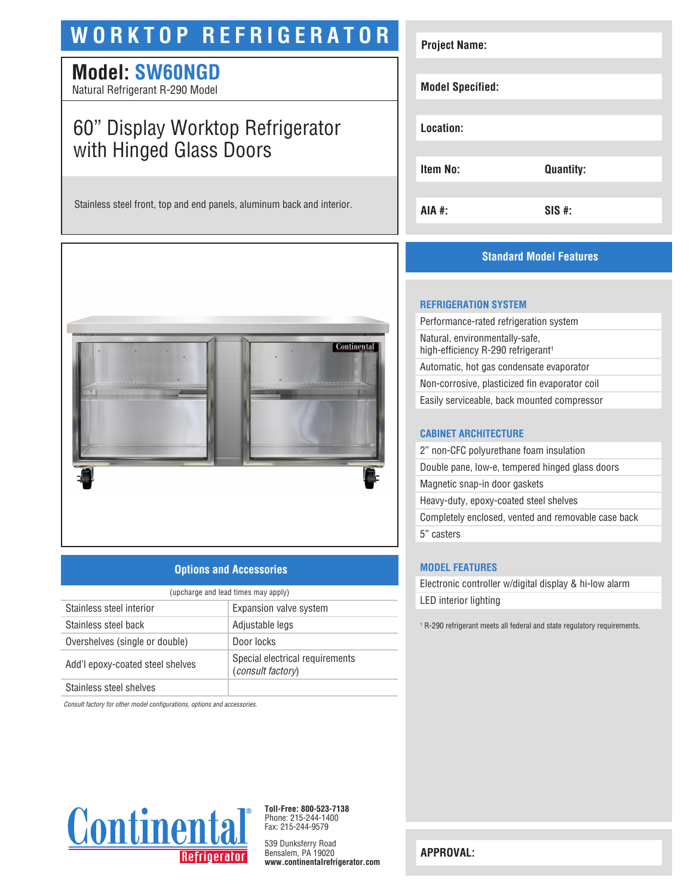# WORKTOP REFRIGERATOR

## Model: SW60NGD

Natural Refrigerant R-290 Model

## 60" Display Worktop Refrigerator with Hinged Glass Doors

Stainless steel front, top and end panels, aluminum back and interior.

| Project Name: | |
|---|---|
| Model Specified: | |
| Location: | |
| Item No: | Quantity: |
| AIA #: | SIS #: |

## Options and Accessories

(upcharge and lead times may apply)

| | |
|---|---|
| Stainless steel interior | Expansion valve system |
| Stainless steel back | Adjustable legs |
| Overshelves (single or double) | Door locks |
| Add'l epoxy-coated steel shelves | Special electrical requirements (*consult factory*) |
| Stainless steel shelves | |

*Consult factory for other model configurations, options and accessories.*

## Standard Model Features

### REFRIGERATION SYSTEM

- Performance-rated refrigeration system
- Natural, environmentally-safe, high-efficiency R-290 refrigerant[1]
- Automatic, hot gas condensate evaporator
- Non-corrosive, plasticized fin evaporator coil
- Easily serviceable, back mounted compressor

### CABINET ARCHITECTURE

- 2" non-CFC polyurethane foam insulation
- Double pane, low-e, tempered hinged glass doors
- Magnetic snap-in door gaskets
- Heavy-duty, epoxy-coated steel shelves
- Completely enclosed, vented and removable case back
- 5" casters

### MODEL FEATURES

- Electronic controller w/digital display & hi-low alarm
- LED interior lighting

[1] R-290 refrigerant meets all federal and state regulatory requirements.

Continental® Refrigerator

**Toll-Free: 800-523-7138**
Phone: 215-244-1400
Fax: 215-244-9579

539 Dunksferry Road
Bensalem, PA 19020
**www.continentalrefrigerator.com**

**APPROVAL:**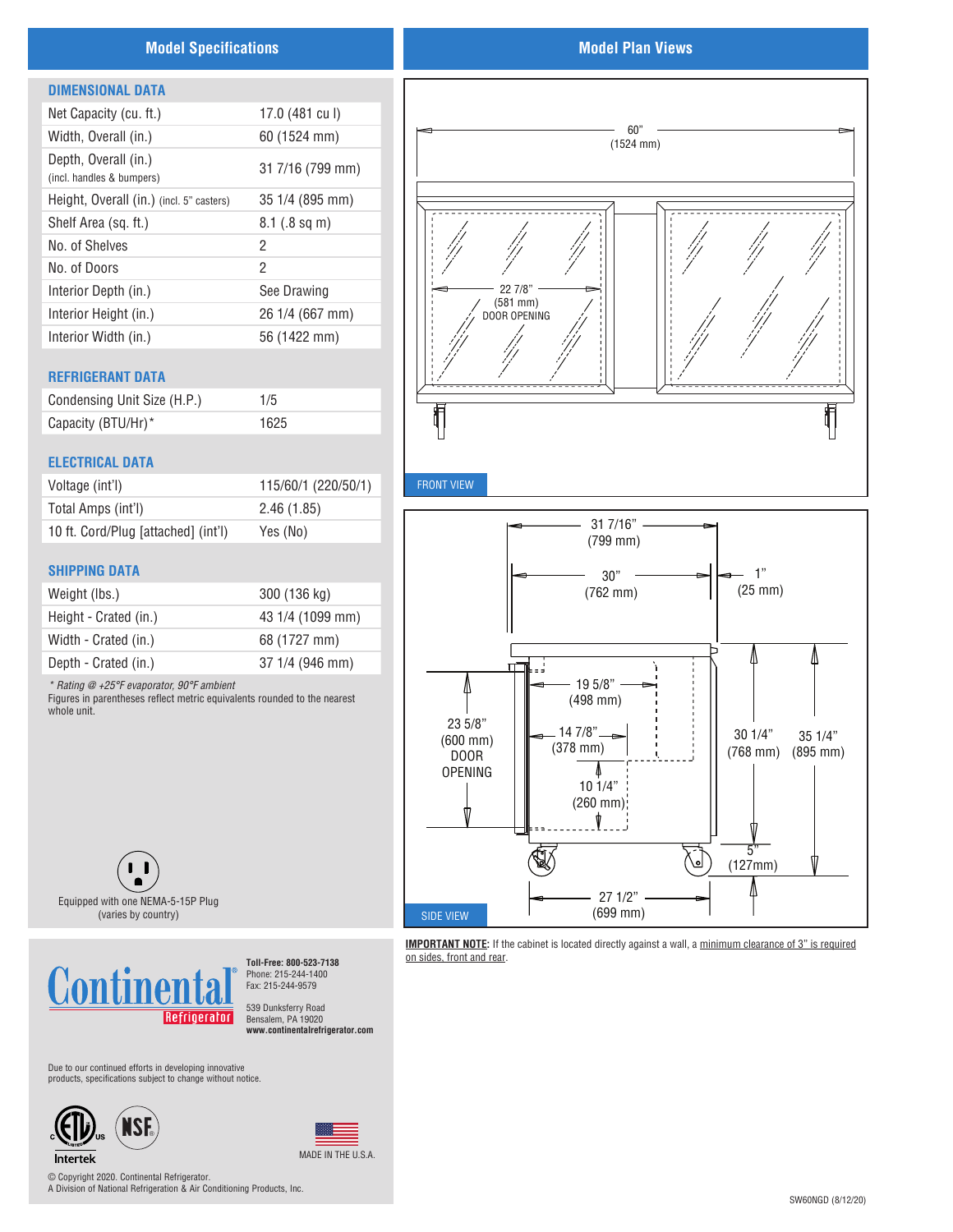## Model Specifications

### DIMENSIONAL DATA

| | |
|---|---|
| Net Capacity (cu. ft.) | 17.0 (481 cu l) |
| Width, Overall (in.) | 60 (1524 mm) |
| Depth, Overall (in.) (incl. handles & bumpers) | 31 7/16 (799 mm) |
| Height, Overall (in.) (incl. 5" casters) | 35 1/4 (895 mm) |
| Shelf Area (sq. ft.) | 8.1 (.8 sq m) |
| No. of Shelves | 2 |
| No. of Doors | 2 |
| Interior Depth (in.) | See Drawing |
| Interior Height (in.) | 26 1/4 (667 mm) |
| Interior Width (in.) | 56 (1422 mm) |

### REFRIGERANT DATA

| | |
|---|---|
| Condensing Unit Size (H.P.) | 1/5 |
| Capacity (BTU/Hr)* | 1625 |

### ELECTRICAL DATA

| | |
|---|---|
| Voltage (int'l) | 115/60/1 (220/50/1) |
| Total Amps (int'l) | 2.46 (1.85) |
| 10 ft. Cord/Plug [attached] (int'l) | Yes (No) |

### SHIPPING DATA

| | |
|---|---|
| Weight (lbs.) | 300 (136 kg) |
| Height - Crated (in.) | 43 1/4 (1099 mm) |
| Width - Crated (in.) | 68 (1727 mm) |
| Depth - Crated (in.) | 37 1/4 (946 mm) |

*\* Rating @ +25°F evaporator, 90°F ambient*

Figures in parentheses reflect metric equivalents rounded to the nearest whole unit.

Equipped with one NEMA-5-15P Plug (varies by country)

**Continental Refrigerator**

**Toll-Free: 800-523-7138**
Phone: 215-244-1400
Fax: 215-244-9579

539 Dunksferry Road
Bensalem, PA 19020
**www.continentalrefrigerator.com**

Due to our continued efforts in developing innovative products, specifications subject to change without notice.

Intertek

MADE IN THE U.S.A.

© Copyright 2020. Continental Refrigerator.
A Division of National Refrigeration & Air Conditioning Products, Inc.

## Model Plan Views

FRONT VIEW

60"
(1524 mm)

22 7/8"
(581 mm)
DOOR OPENING

SIDE VIEW

31 7/16"
(799 mm)

30"
(762 mm)

1"
(25 mm)

19 5/8"
(498 mm)

23 5/8"
(600 mm)
DOOR
OPENING

14 7/8"
(378 mm)

10 1/4"
(260 mm)

30 1/4"
(768 mm)

35 1/4"
(895 mm)

5"
(127mm)

27 1/2"
(699 mm)

**IMPORTANT NOTE:** If the cabinet is located directly against a wall, a minimum clearance of 3" is required on sides, front and rear.

SW60NGD (8/12/20)